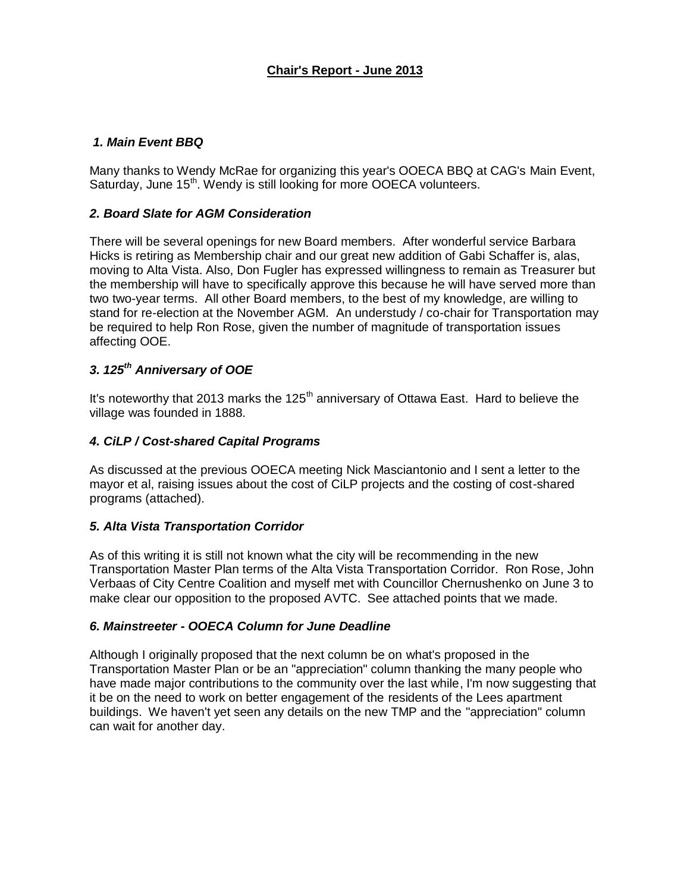# Chair's Report - June 2013

### *1. Main Event BBQ*

Many thanks to Wendy McRae for organizing this year's OOECA BBQ at CAG's Main Event, Saturday, June 15th. Wendy is still looking for more OOECA volunteers.

### *2. Board Slate for AGM Consideration*

There will be several openings for new Board members. After wonderful service Barbara Hicks is retiring as Membership chair and our great new addition of Gabi Schaffer is, alas, moving to Alta Vista. Also, Don Fugler has expressed willingness to remain as Treasurer but the membership will have to specifically approve this because he will have served more than two two-year terms. All other Board members, to the best of my knowledge, are willing to stand for re-election at the November AGM. An understudy / co-chair for Transportation may be required to help Ron Rose, given the number of magnitude of transportation issues affecting OOE.

### *3. 125th Anniversary of OOE*

It's noteworthy that 2013 marks the 125th anniversary of Ottawa East. Hard to believe the village was founded in 1888.

### *4. CiLP / Cost-shared Capital Programs*

As discussed at the previous OOECA meeting Nick Masciantonio and I sent a letter to the mayor et al, raising issues about the cost of CiLP projects and the costing of cost-shared programs (attached).

### *5. Alta Vista Transportation Corridor*

As of this writing it is still not known what the city will be recommending in the new Transportation Master Plan terms of the Alta Vista Transportation Corridor. Ron Rose, John Verbaas of City Centre Coalition and myself met with Councillor Chernushenko on June 3 to make clear our opposition to the proposed AVTC. See attached points that we made.

### *6. Mainstreeter - OOECA Column for June Deadline*

Although I originally proposed that the next column be on what's proposed in the Transportation Master Plan or be an "appreciation" column thanking the many people who have made major contributions to the community over the last while, I'm now suggesting that it be on the need to work on better engagement of the residents of the Lees apartment buildings. We haven't yet seen any details on the new TMP and the "appreciation" column can wait for another day.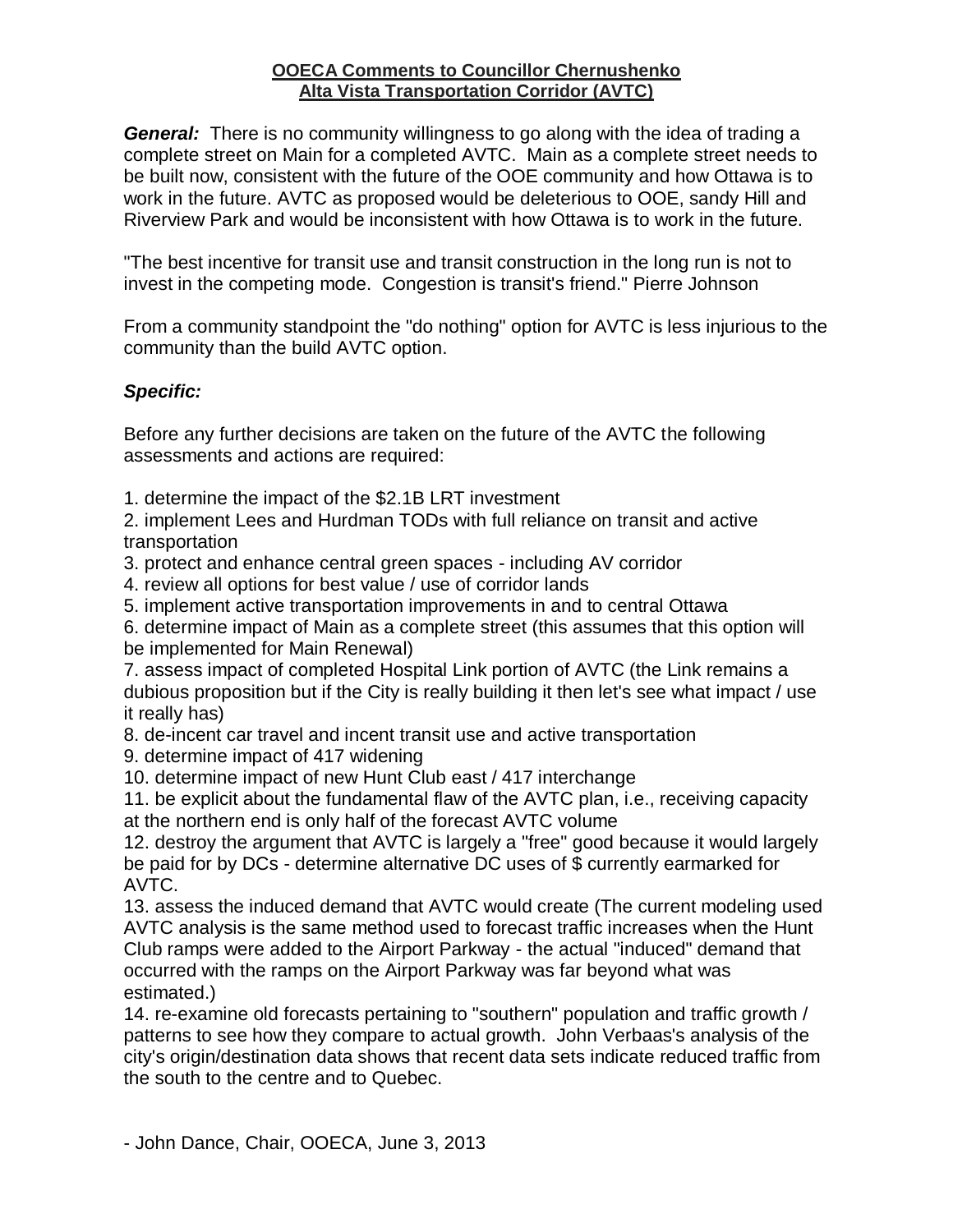**OOECA Comments to Councillor Chernushenko**
**Alta Vista Transportation Corridor (AVTC)**

***General:*** There is no community willingness to go along with the idea of trading a complete street on Main for a completed AVTC. Main as a complete street needs to be built now, consistent with the future of the OOE community and how Ottawa is to work in the future. AVTC as proposed would be deleterious to OOE, sandy Hill and Riverview Park and would be inconsistent with how Ottawa is to work in the future.

"The best incentive for transit use and transit construction in the long run is not to invest in the competing mode. Congestion is transit's friend." Pierre Johnson

From a community standpoint the "do nothing" option for AVTC is less injurious to the community than the build AVTC option.

***Specific:***

Before any further decisions are taken on the future of the AVTC the following assessments and actions are required:

1. determine the impact of the $2.1B LRT investment
2. implement Lees and Hurdman TODs with full reliance on transit and active transportation
3. protect and enhance central green spaces - including AV corridor
4. review all options for best value / use of corridor lands
5. implement active transportation improvements in and to central Ottawa
6. determine impact of Main as a complete street (this assumes that this option will be implemented for Main Renewal)
7. assess impact of completed Hospital Link portion of AVTC (the Link remains a dubious proposition but if the City is really building it then let's see what impact / use it really has)
8. de-incent car travel and incent transit use and active transportation
9. determine impact of 417 widening
10. determine impact of new Hunt Club east / 417 interchange
11. be explicit about the fundamental flaw of the AVTC plan, i.e., receiving capacity at the northern end is only half of the forecast AVTC volume
12. destroy the argument that AVTC is largely a "free" good because it would largely be paid for by DCs - determine alternative DC uses of $ currently earmarked for AVTC.
13. assess the induced demand that AVTC would create (The current modeling used AVTC analysis is the same method used to forecast traffic increases when the Hunt Club ramps were added to the Airport Parkway - the actual "induced" demand that occurred with the ramps on the Airport Parkway was far beyond what was estimated.)
14. re-examine old forecasts pertaining to "southern" population and traffic growth / patterns to see how they compare to actual growth. John Verbaas's analysis of the city's origin/destination data shows that recent data sets indicate reduced traffic from the south to the centre and to Quebec.

\- John Dance, Chair, OOECA, June 3, 2013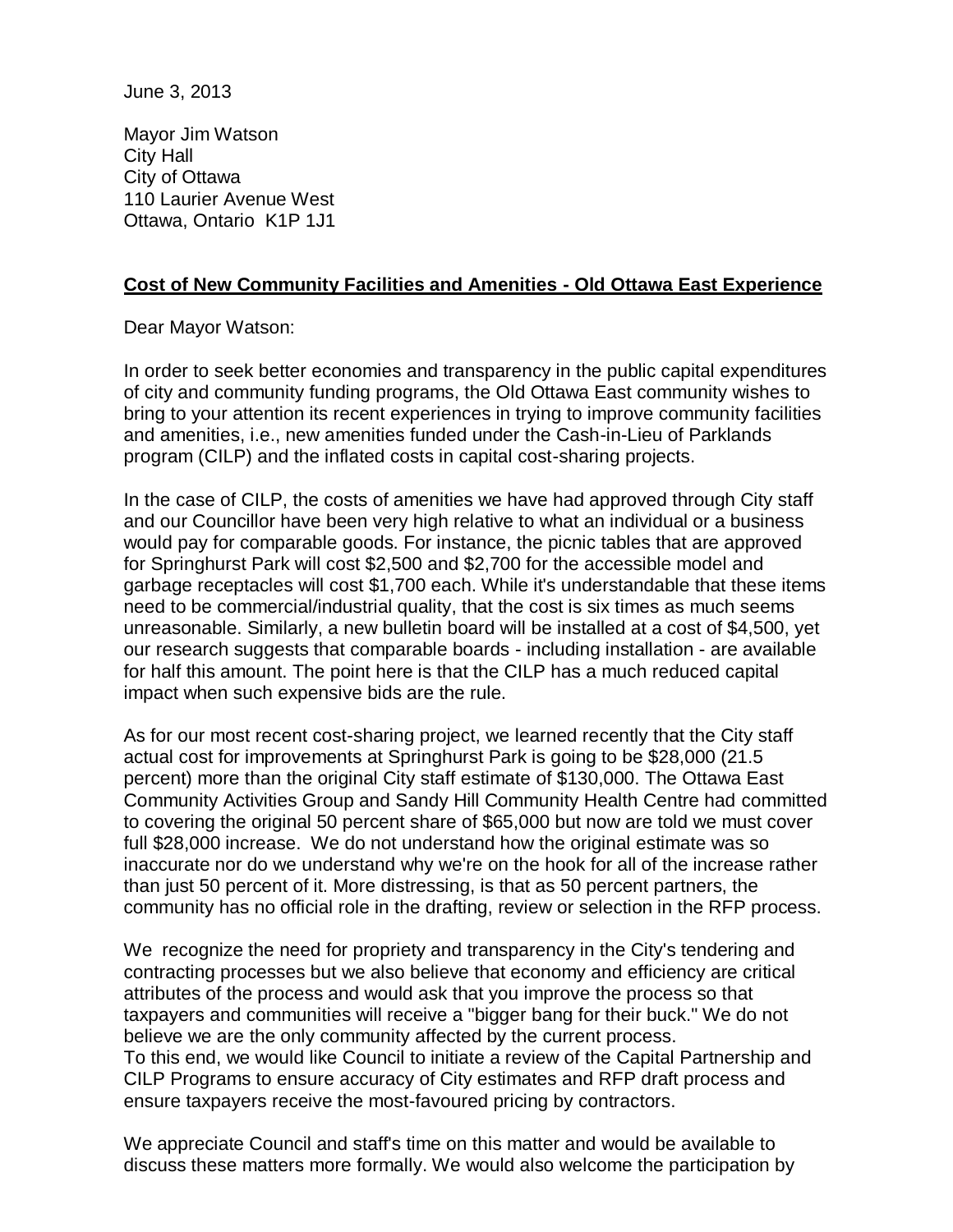June 3, 2013

Mayor Jim Watson
City Hall
City of Ottawa
110 Laurier Avenue West
Ottawa, Ontario K1P 1J1

**Cost of New Community Facilities and Amenities - Old Ottawa East Experience**

Dear Mayor Watson:

In order to seek better economies and transparency in the public capital expenditures of city and community funding programs, the Old Ottawa East community wishes to bring to your attention its recent experiences in trying to improve community facilities and amenities, i.e., new amenities funded under the Cash-in-Lieu of Parklands program (CILP) and the inflated costs in capital cost-sharing projects.

In the case of CILP, the costs of amenities we have had approved through City staff and our Councillor have been very high relative to what an individual or a business would pay for comparable goods. For instance, the picnic tables that are approved for Springhurst Park will cost $2,500 and $2,700 for the accessible model and garbage receptacles will cost $1,700 each. While it's understandable that these items need to be commercial/industrial quality, that the cost is six times as much seems unreasonable. Similarly, a new bulletin board will be installed at a cost of $4,500, yet our research suggests that comparable boards - including installation - are available for half this amount. The point here is that the CILP has a much reduced capital impact when such expensive bids are the rule.

As for our most recent cost-sharing project, we learned recently that the City staff actual cost for improvements at Springhurst Park is going to be $28,000 (21.5 percent) more than the original City staff estimate of $130,000. The Ottawa East Community Activities Group and Sandy Hill Community Health Centre had committed to covering the original 50 percent share of $65,000 but now are told we must cover full $28,000 increase. We do not understand how the original estimate was so inaccurate nor do we understand why we're on the hook for all of the increase rather than just 50 percent of it. More distressing, is that as 50 percent partners, the community has no official role in the drafting, review or selection in the RFP process.

We recognize the need for propriety and transparency in the City's tendering and contracting processes but we also believe that economy and efficiency are critical attributes of the process and would ask that you improve the process so that taxpayers and communities will receive a "bigger bang for their buck." We do not believe we are the only community affected by the current process.
To this end, we would like Council to initiate a review of the Capital Partnership and CILP Programs to ensure accuracy of City estimates and RFP draft process and ensure taxpayers receive the most-favoured pricing by contractors.

We appreciate Council and staff's time on this matter and would be available to discuss these matters more formally. We would also welcome the participation by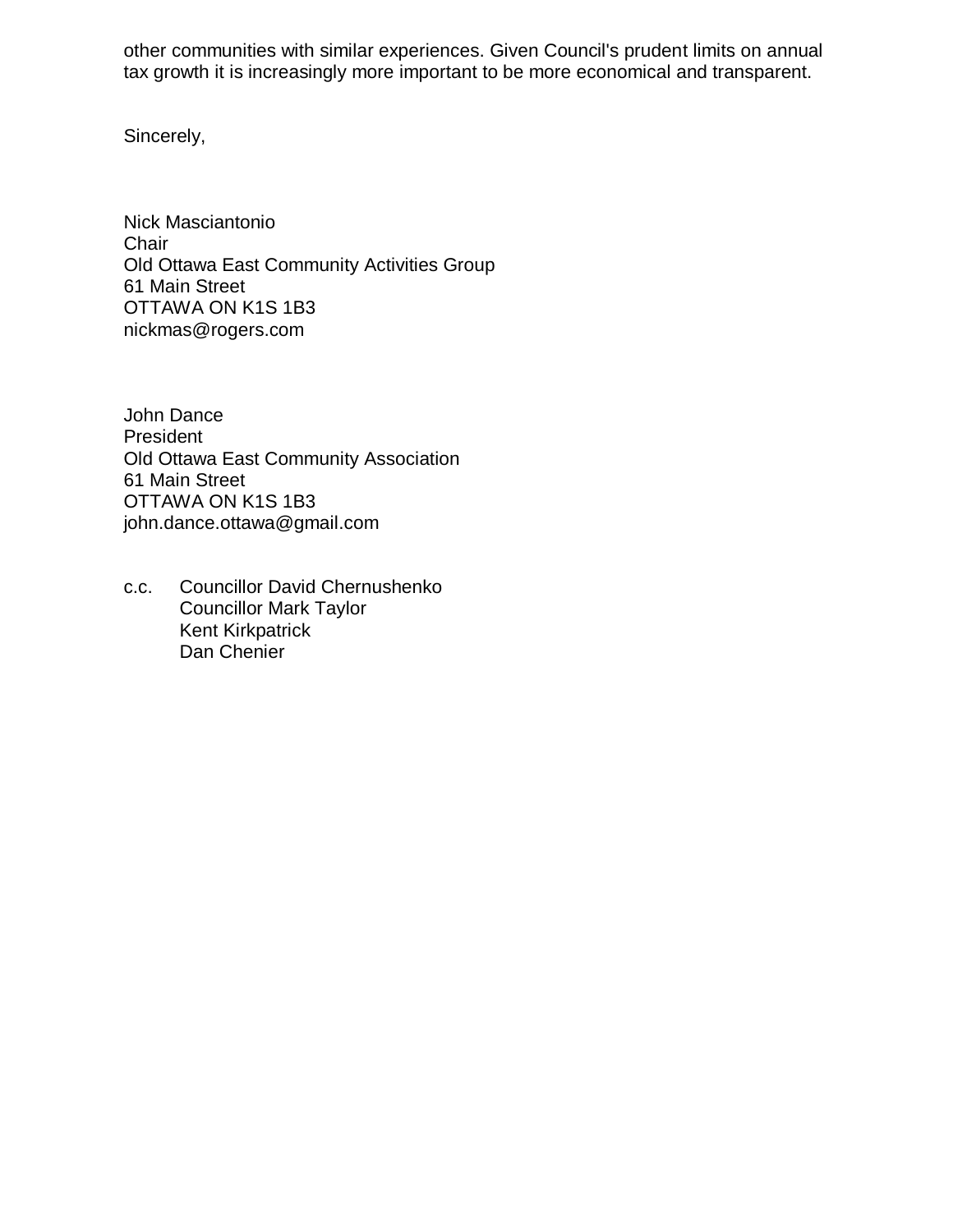other communities with similar experiences. Given Council's prudent limits on annual tax growth it is increasingly more important to be more economical and transparent.

Sincerely,

Nick Masciantonio  
Chair  
Old Ottawa East Community Activities Group  
61 Main Street  
OTTAWA ON K1S 1B3  
nickmas@rogers.com

John Dance  
President  
Old Ottawa East Community Association  
61 Main Street  
OTTAWA ON K1S 1B3  
john.dance.ottawa@gmail.com

c.c. Councillor David Chernushenko  
Councillor Mark Taylor  
Kent Kirkpatrick  
Dan Chenier